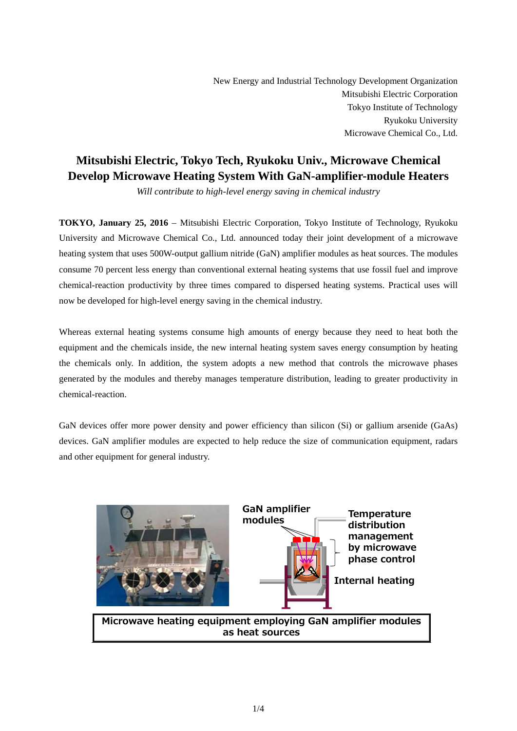New Energy and Industrial Technology Development Organization
Mitsubishi Electric Corporation
Tokyo Institute of Technology
Ryukoku University
Microwave Chemical Co., Ltd.

# Mitsubishi Electric, Tokyo Tech, Ryukoku Univ., Microwave Chemical Develop Microwave Heating System With GaN-amplifier-module Heaters

*Will contribute to high-level energy saving in chemical industry*

**TOKYO, January 25, 2016** – Mitsubishi Electric Corporation, Tokyo Institute of Technology, Ryukoku University and Microwave Chemical Co., Ltd. announced today their joint development of a microwave heating system that uses 500W-output gallium nitride (GaN) amplifier modules as heat sources. The modules consume 70 percent less energy than conventional external heating systems that use fossil fuel and improve chemical-reaction productivity by three times compared to dispersed heating systems. Practical uses will now be developed for high-level energy saving in the chemical industry.

Whereas external heating systems consume high amounts of energy because they need to heat both the equipment and the chemicals inside, the new internal heating system saves energy consumption by heating the chemicals only. In addition, the system adopts a new method that controls the microwave phases generated by the modules and thereby manages temperature distribution, leading to greater productivity in chemical-reaction.

GaN devices offer more power density and power efficiency than silicon (Si) or gallium arsenide (GaAs) devices. GaN amplifier modules are expected to help reduce the size of communication equipment, radars and other equipment for general industry.

GaN amplifier modules

Temperature distribution management by microwave phase control

Internal heating

**Microwave heating equipment employing GaN amplifier modules as heat sources**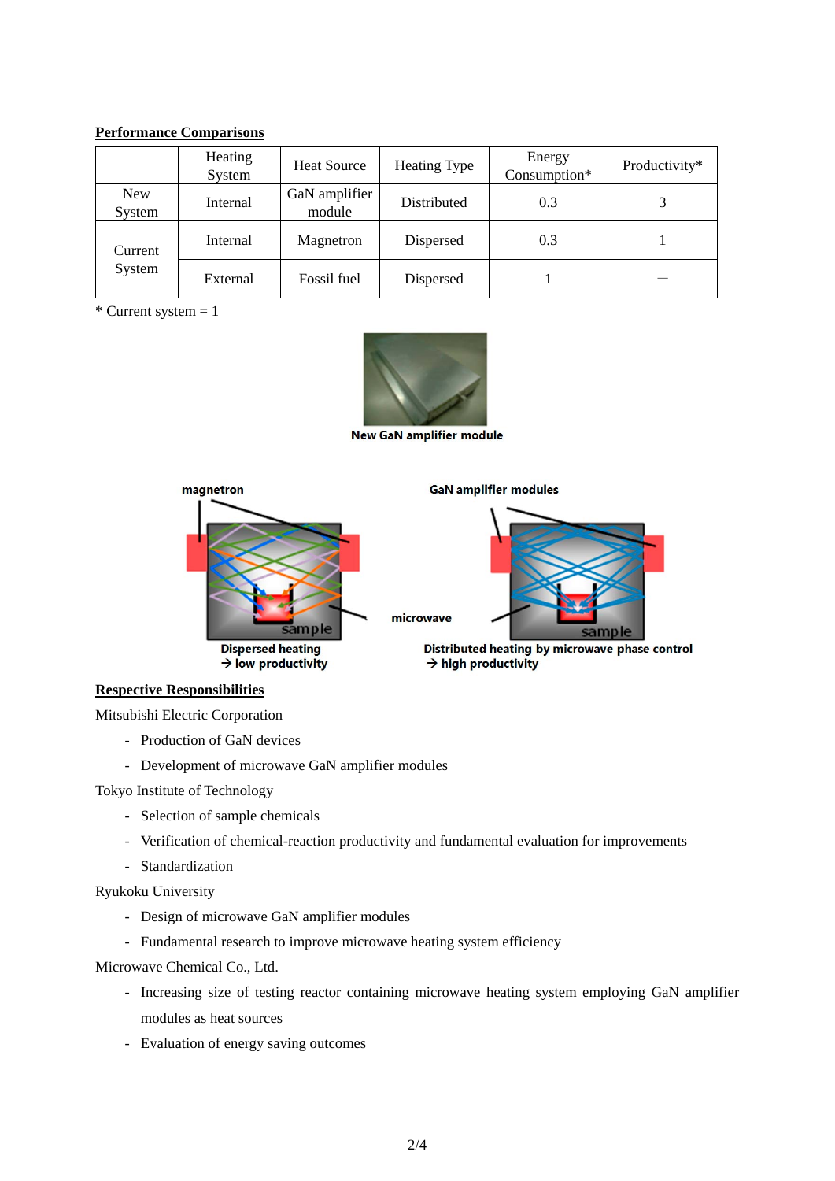**Performance Comparisons**

| | Heating System | Heat Source | Heating Type | Energy Consumption* | Productivity* |
|---|---|---|---|---|---|
| New System | Internal | GaN amplifier module | Distributed | 0.3 | 3 |
| Current System | Internal | Magnetron | Dispersed | 0.3 | 1 |
| | External | Fossil fuel | Dispersed | 1 | ― |

\* Current system = 1

New GaN amplifier module

Dispersed heating → low productivity

Distributed heating by microwave phase control → high productivity

**Respective Responsibilities**

Mitsubishi Electric Corporation

- Production of GaN devices
- Development of microwave GaN amplifier modules

Tokyo Institute of Technology

- Selection of sample chemicals
- Verification of chemical-reaction productivity and fundamental evaluation for improvements
- Standardization

Ryukoku University

- Design of microwave GaN amplifier modules
- Fundamental research to improve microwave heating system efficiency

Microwave Chemical Co., Ltd.

- Increasing size of testing reactor containing microwave heating system employing GaN amplifier modules as heat sources
- Evaluation of energy saving outcomes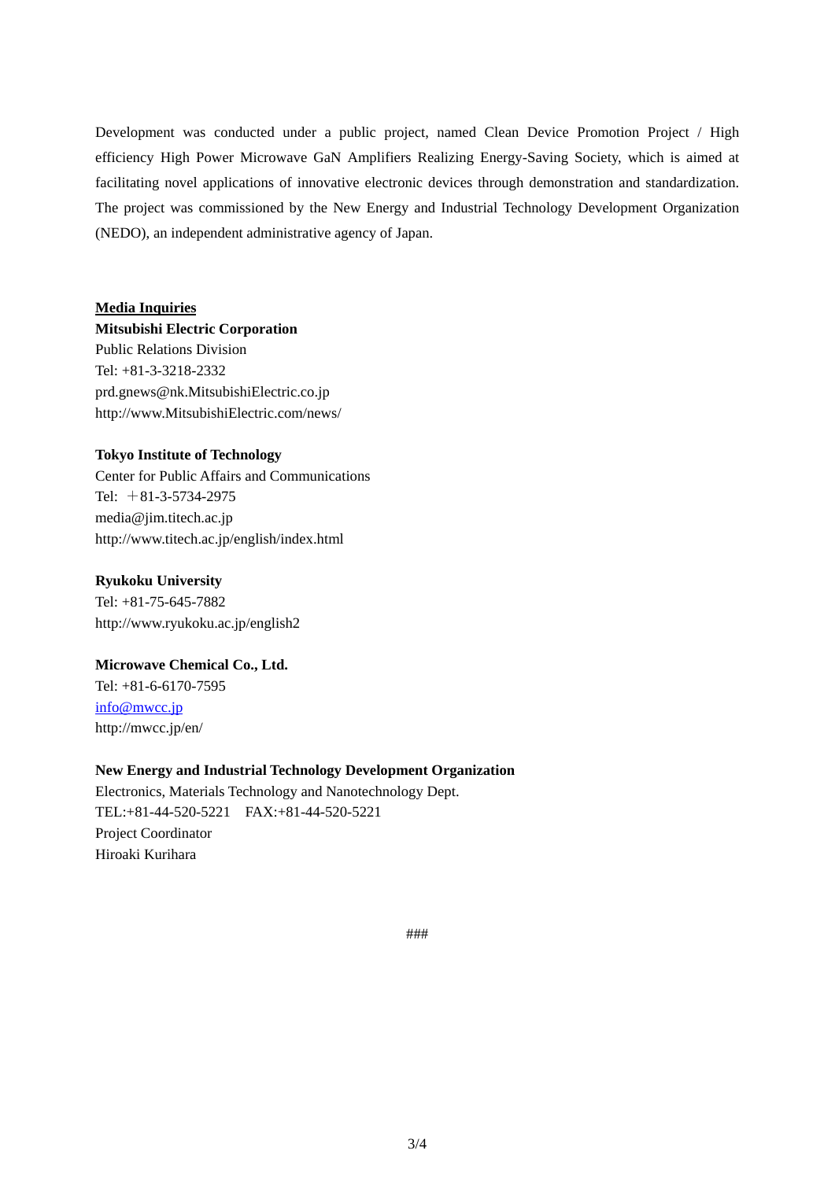Development was conducted under a public project, named Clean Device Promotion Project / High efficiency High Power Microwave GaN Amplifiers Realizing Energy-Saving Society, which is aimed at facilitating novel applications of innovative electronic devices through demonstration and standardization. The project was commissioned by the New Energy and Industrial Technology Development Organization (NEDO), an independent administrative agency of Japan.

**Media Inquiries**

**Mitsubishi Electric Corporation**
Public Relations Division
Tel: +81-3-3218-2332
prd.gnews@nk.MitsubishiElectric.co.jp
http://www.MitsubishiElectric.com/news/

**Tokyo Institute of Technology**
Center for Public Affairs and Communications
Tel: ＋81-3-5734-2975
media@jim.titech.ac.jp
http://www.titech.ac.jp/english/index.html

**Ryukoku University**
Tel: +81-75-645-7882
http://www.ryukoku.ac.jp/english2

**Microwave Chemical Co., Ltd.**
Tel: +81-6-6170-7595
info@mwcc.jp
http://mwcc.jp/en/

**New Energy and Industrial Technology Development Organization**
Electronics, Materials Technology and Nanotechnology Dept.
TEL:+81-44-520-5221　FAX:+81-44-520-5221
Project Coordinator
Hiroaki Kurihara

###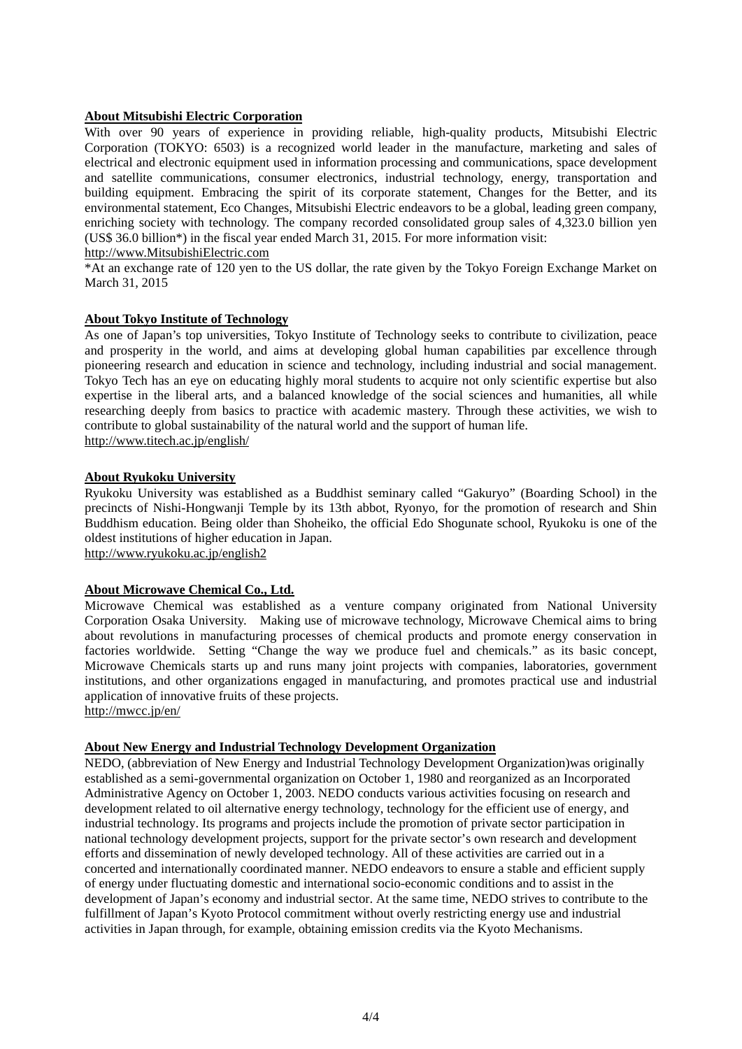**About Mitsubishi Electric Corporation**

With over 90 years of experience in providing reliable, high-quality products, Mitsubishi Electric Corporation (TOKYO: 6503) is a recognized world leader in the manufacture, marketing and sales of electrical and electronic equipment used in information processing and communications, space development and satellite communications, consumer electronics, industrial technology, energy, transportation and building equipment. Embracing the spirit of its corporate statement, Changes for the Better, and its environmental statement, Eco Changes, Mitsubishi Electric endeavors to be a global, leading green company, enriching society with technology. The company recorded consolidated group sales of 4,323.0 billion yen (US$ 36.0 billion*) in the fiscal year ended March 31, 2015. For more information visit:
http://www.MitsubishiElectric.com

*At an exchange rate of 120 yen to the US dollar, the rate given by the Tokyo Foreign Exchange Market on March 31, 2015

**About Tokyo Institute of Technology**

As one of Japan's top universities, Tokyo Institute of Technology seeks to contribute to civilization, peace and prosperity in the world, and aims at developing global human capabilities par excellence through pioneering research and education in science and technology, including industrial and social management. Tokyo Tech has an eye on educating highly moral students to acquire not only scientific expertise but also expertise in the liberal arts, and a balanced knowledge of the social sciences and humanities, all while researching deeply from basics to practice with academic mastery. Through these activities, we wish to contribute to global sustainability of the natural world and the support of human life.
http://www.titech.ac.jp/english/

**About Ryukoku University**

Ryukoku University was established as a Buddhist seminary called "Gakuryo" (Boarding School) in the precincts of Nishi-Hongwanji Temple by its 13th abbot, Ryonyo, for the promotion of research and Shin Buddhism education. Being older than Shoheiko, the official Edo Shogunate school, Ryukoku is one of the oldest institutions of higher education in Japan.
http://www.ryukoku.ac.jp/english2

**About Microwave Chemical Co., Ltd.**

Microwave Chemical was established as a venture company originated from National University Corporation Osaka University. Making use of microwave technology, Microwave Chemical aims to bring about revolutions in manufacturing processes of chemical products and promote energy conservation in factories worldwide. Setting "Change the way we produce fuel and chemicals." as its basic concept, Microwave Chemicals starts up and runs many joint projects with companies, laboratories, government institutions, and other organizations engaged in manufacturing, and promotes practical use and industrial application of innovative fruits of these projects.
http://mwcc.jp/en/

**About New Energy and Industrial Technology Development Organization**

NEDO, (abbreviation of New Energy and Industrial Technology Development Organization)was originally established as a semi-governmental organization on October 1, 1980 and reorganized as an Incorporated Administrative Agency on October 1, 2003. NEDO conducts various activities focusing on research and development related to oil alternative energy technology, technology for the efficient use of energy, and industrial technology. Its programs and projects include the promotion of private sector participation in national technology development projects, support for the private sector's own research and development efforts and dissemination of newly developed technology. All of these activities are carried out in a concerted and internationally coordinated manner. NEDO endeavors to ensure a stable and efficient supply of energy under fluctuating domestic and international socio-economic conditions and to assist in the development of Japan's economy and industrial sector. At the same time, NEDO strives to contribute to the fulfillment of Japan's Kyoto Protocol commitment without overly restricting energy use and industrial activities in Japan through, for example, obtaining emission credits via the Kyoto Mechanisms.